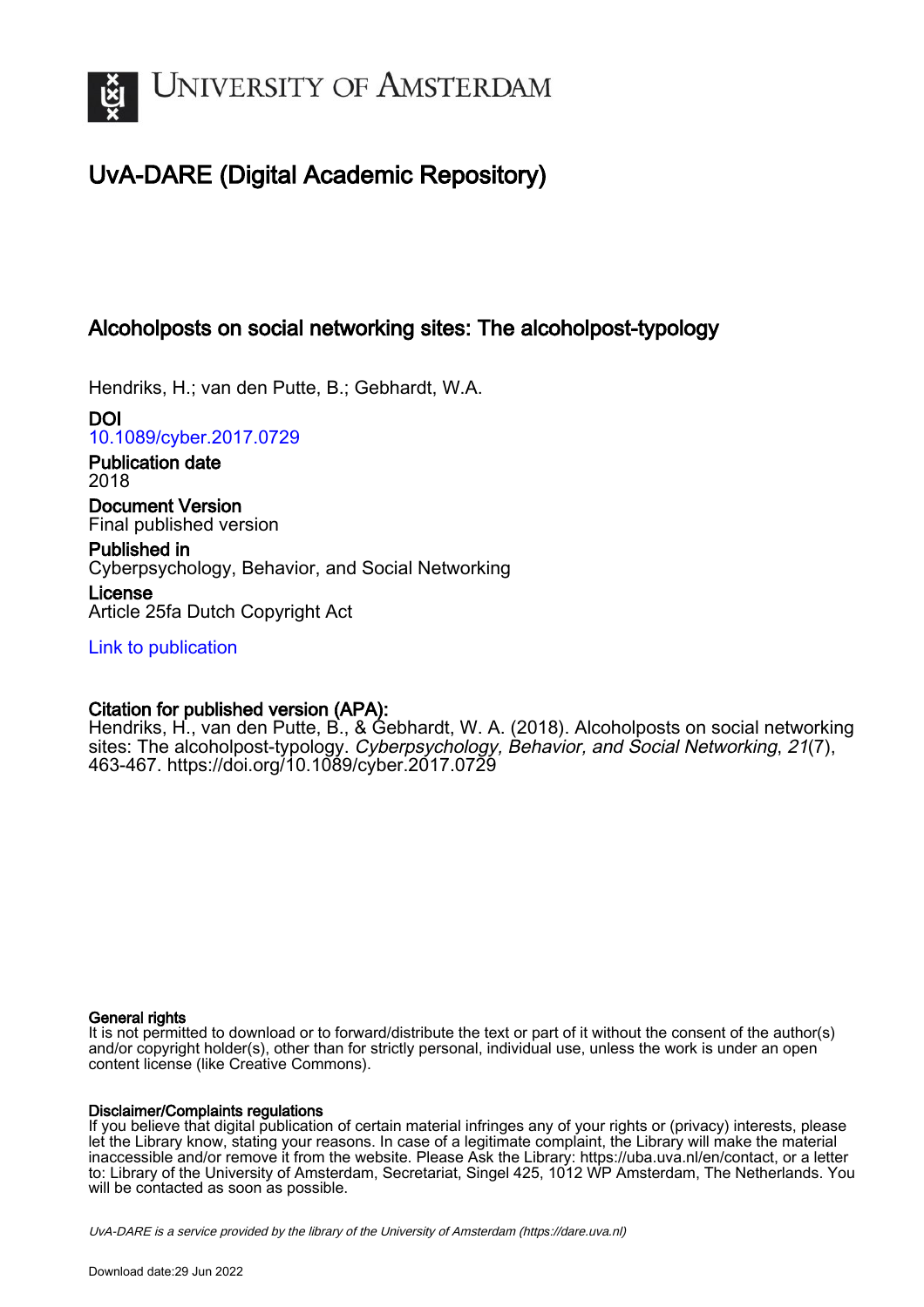# UvA-DARE (Digital Academic Repository)

## Alcoholposts on social networking sites: The alcoholpost-typology

Hendriks, H.; van den Putte, B.; Gebhardt, W.A.

**DOI**
10.1089/cyber.2017.0729

**Publication date**
2018

**Document Version**
Final published version

**Published in**
Cyberpsychology, Behavior, and Social Networking

**License**
Article 25fa Dutch Copyright Act

Link to publication

**Citation for published version (APA):**
Hendriks, H., van den Putte, B., & Gebhardt, W. A. (2018). Alcoholposts on social networking sites: The alcoholpost-typology. *Cyberpsychology, Behavior, and Social Networking*, *21*(7), 463-467. https://doi.org/10.1089/cyber.2017.0729

**General rights**
It is not permitted to download or to forward/distribute the text or part of it without the consent of the author(s) and/or copyright holder(s), other than for strictly personal, individual use, unless the work is under an open content license (like Creative Commons).

**Disclaimer/Complaints regulations**
If you believe that digital publication of certain material infringes any of your rights or (privacy) interests, please let the Library know, stating your reasons. In case of a legitimate complaint, the Library will make the material inaccessible and/or remove it from the website. Please Ask the Library: https://uba.uva.nl/en/contact, or a letter to: Library of the University of Amsterdam, Secretariat, Singel 425, 1012 WP Amsterdam, The Netherlands. You will be contacted as soon as possible.

*UvA-DARE is a service provided by the library of the University of Amsterdam (https://dare.uva.nl)*

Download date:29 Jun 2022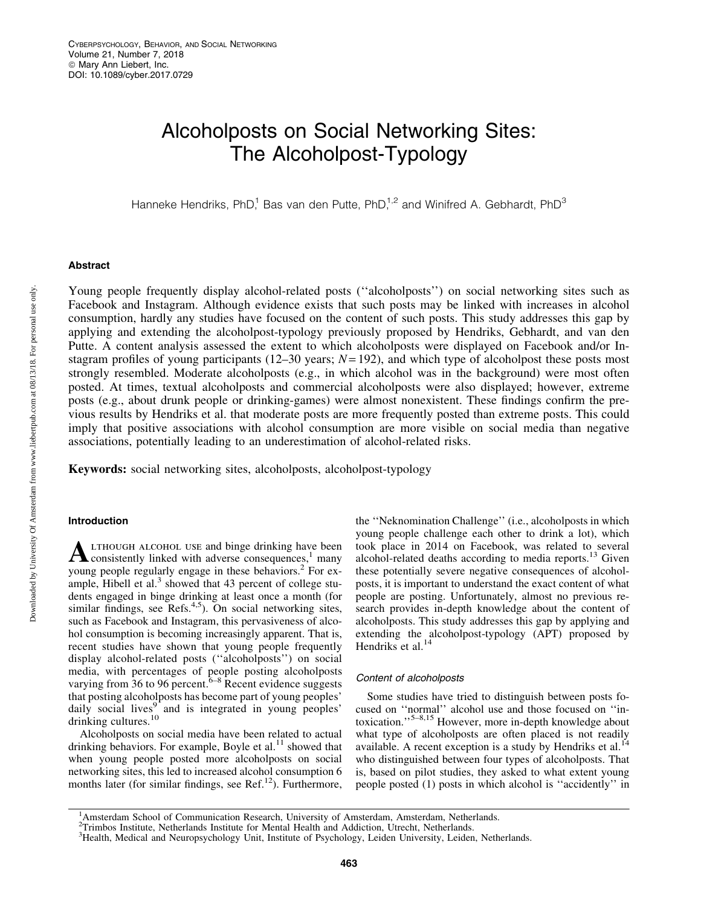# Alcoholposts on Social Networking Sites: The Alcoholpost-Typology

Hanneke Hendriks, PhD,[1] Bas van den Putte, PhD,[1,2] and Winifred A. Gebhardt, PhD[3]

## Abstract

Young people frequently display alcohol-related posts (''alcoholposts'') on social networking sites such as Facebook and Instagram. Although evidence exists that such posts may be linked with increases in alcohol consumption, hardly any studies have focused on the content of such posts. This study addresses this gap by applying and extending the alcoholpost-typology previously proposed by Hendriks, Gebhardt, and van den Putte. A content analysis assessed the extent to which alcoholposts were displayed on Facebook and/or Instagram profiles of young participants (12–30 years; $N = 192$), and which type of alcoholpost these posts most strongly resembled. Moderate alcoholposts (e.g., in which alcohol was in the background) were most often posted. At times, textual alcoholposts and commercial alcoholposts were also displayed; however, extreme posts (e.g., about drunk people or drinking-games) were almost nonexistent. These findings confirm the previous results by Hendriks et al. that moderate posts are more frequently posted than extreme posts. This could imply that positive associations with alcohol consumption are more visible on social media than negative associations, potentially leading to an underestimation of alcohol-related risks.

**Keywords:** social networking sites, alcoholposts, alcoholpost-typology

## Introduction

Although alcohol use and binge drinking have been consistently linked with adverse consequences,[1] many young people regularly engage in these behaviors.[2] For example, Hibell et al.[3] showed that 43 percent of college students engaged in binge drinking at least once a month (for similar findings, see Refs.[4,5]). On social networking sites, such as Facebook and Instagram, this pervasiveness of alcohol consumption is becoming increasingly apparent. That is, recent studies have shown that young people frequently display alcohol-related posts (''alcoholposts'') on social media, with percentages of people posting alcoholposts varying from 36 to 96 percent.[6–8] Recent evidence suggests that posting alcoholposts has become part of young peoples' daily social lives[9] and is integrated in young peoples' drinking cultures.[10]

Alcoholposts on social media have been related to actual drinking behaviors. For example, Boyle et al.[11] showed that when young people posted more alcoholposts on social networking sites, this led to increased alcohol consumption 6 months later (for similar findings, see Ref.[12]). Furthermore, the ''Neknomination Challenge'' (i.e., alcoholposts in which young people challenge each other to drink a lot), which took place in 2014 on Facebook, was related to several alcohol-related deaths according to media reports.[13] Given these potentially severe negative consequences of alcoholposts, it is important to understand the exact content of what people are posting. Unfortunately, almost no previous research provides in-depth knowledge about the content of alcoholposts. This study addresses this gap by applying and extending the alcoholpost-typology (APT) proposed by Hendriks et al.[14]

### Content of alcoholposts

Some studies have tried to distinguish between posts focused on ''normal'' alcohol use and those focused on ''intoxication.''[5–8,15] However, more in-depth knowledge about what type of alcoholposts are often placed is not readily available. A recent exception is a study by Hendriks et al.[14] who distinguished between four types of alcoholposts. That is, based on pilot studies, they asked to what extent young people posted (1) posts in which alcohol is ''accidently'' in

[1]Amsterdam School of Communication Research, University of Amsterdam, Amsterdam, Netherlands.
[2]Trimbos Institute, Netherlands Institute for Mental Health and Addiction, Utrecht, Netherlands.
[3]Health, Medical and Neuropsychology Unit, Institute of Psychology, Leiden University, Leiden, Netherlands.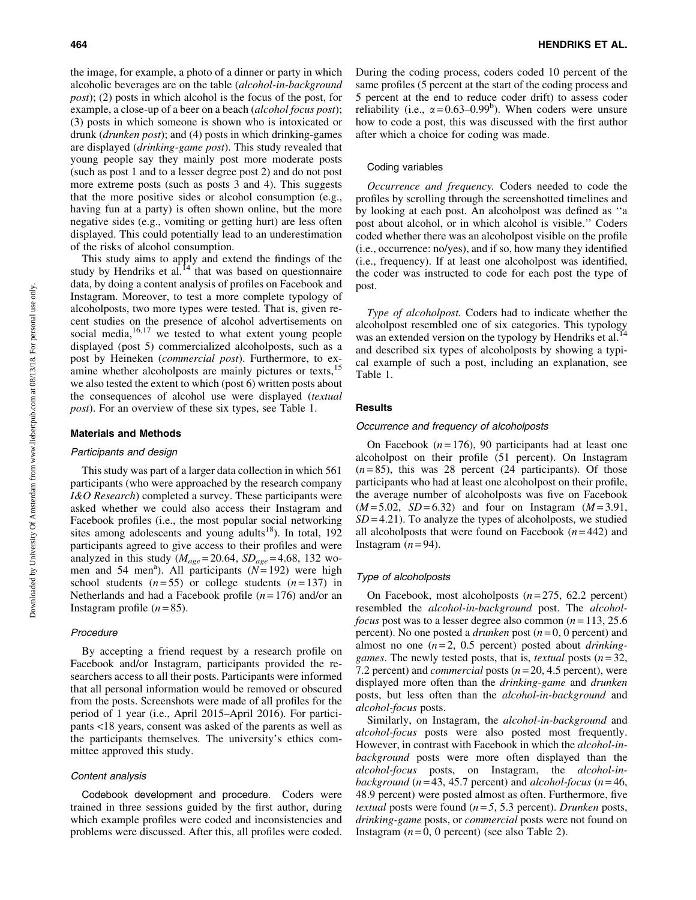the image, for example, a photo of a dinner or party in which alcoholic beverages are on the table (*alcohol-in-background post*); (2) posts in which alcohol is the focus of the post, for example, a close-up of a beer on a beach (*alcohol focus post*); (3) posts in which someone is shown who is intoxicated or drunk (*drunken post*); and (4) posts in which drinking-games are displayed (*drinking-game post*). This study revealed that young people say they mainly post more moderate posts (such as post 1 and to a lesser degree post 2) and do not post more extreme posts (such as posts 3 and 4). This suggests that the more positive sides or alcohol consumption (e.g., having fun at a party) is often shown online, but the more negative sides (e.g., vomiting or getting hurt) are less often displayed. This could potentially lead to an underestimation of the risks of alcohol consumption.

This study aims to apply and extend the findings of the study by Hendriks et al.[14] that was based on questionnaire data, by doing a content analysis of profiles on Facebook and Instagram. Moreover, to test a more complete typology of alcoholposts, two more types were tested. That is, given recent studies on the presence of alcohol advertisements on social media,[16,17] we tested to what extent young people displayed (post 5) commercialized alcoholposts, such as a post by Heineken (*commercial post*). Furthermore, to examine whether alcoholposts are mainly pictures or texts,[15] we also tested the extent to which (post 6) written posts about the consequences of alcohol use were displayed (*textual post*). For an overview of these six types, see Table 1.

## Materials and Methods

### Participants and design

This study was part of a larger data collection in which 561 participants (who were approached by the research company *I&O Research*) completed a survey. These participants were asked whether we could also access their Instagram and Facebook profiles (i.e., the most popular social networking sites among adolescents and young adults[18]). In total, 192 participants agreed to give access to their profiles and were analyzed in this study ($M_{age}=20.64$, $SD_{age}=4.68$, 132 women and 54 men[a]). All participants ($N=192$) were high school students ($n=55$) or college students ($n=137$) in Netherlands and had a Facebook profile ($n=176$) and/or an Instagram profile ($n=85$).

### Procedure

By accepting a friend request by a research profile on Facebook and/or Instagram, participants provided the researchers access to all their posts. Participants were informed that all personal information would be removed or obscured from the posts. Screenshots were made of all profiles for the period of 1 year (i.e., April 2015–April 2016). For participants <18 years, consent was asked of the parents as well as the participants themselves. The university's ethics committee approved this study.

### Content analysis

Codebook development and procedure. Coders were trained in three sessions guided by the first author, during which example profiles were coded and inconsistencies and problems were discussed. After this, all profiles were coded. During the coding process, coders coded 10 percent of the same profiles (5 percent at the start of the coding process and 5 percent at the end to reduce coder drift) to assess coder reliability (i.e., $\alpha=0.63$–$0.99$[b]). When coders were unsure how to code a post, this was discussed with the first author after which a choice for coding was made.

### Coding variables

*Occurrence and frequency.* Coders needed to code the profiles by scrolling through the screenshotted timelines and by looking at each post. An alcoholpost was defined as "a post about alcohol, or in which alcohol is visible." Coders coded whether there was an alcoholpost visible on the profile (i.e., occurrence: no/yes), and if so, how many they identified (i.e., frequency). If at least one alcoholpost was identified, the coder was instructed to code for each post the type of post.

*Type of alcoholpost.* Coders had to indicate whether the alcoholpost resembled one of six categories. This typology was an extended version on the typology by Hendriks et al.[14] and described six types of alcoholposts by showing a typical example of such a post, including an explanation, see Table 1.

## Results

### Occurrence and frequency of alcoholposts

On Facebook ($n=176$), 90 participants had at least one alcoholpost on their profile (51 percent). On Instagram ($n=85$), this was 28 percent (24 participants). Of those participants who had at least one alcoholpost on their profile, the average number of alcoholposts was five on Facebook ($M=5.02$, $SD=6.32$) and four on Instagram ($M=3.91$, $SD=4.21$). To analyze the types of alcoholposts, we studied all alcoholposts that were found on Facebook ($n=442$) and Instagram ($n=94$).

### Type of alcoholposts

On Facebook, most alcoholposts ($n=275$, 62.2 percent) resembled the *alcohol-in-background* post. The *alcohol-focus* post was to a lesser degree also common ($n=113$, 25.6 percent). No one posted a *drunken* post ($n=0$, 0 percent) and almost no one ($n=2$, 0.5 percent) posted about *drinking-games*. The newly tested posts, that is, *textual* posts ($n=32$, 7.2 percent) and *commercial* posts ($n=20$, 4.5 percent), were displayed more often than the *drinking-game* and *drunken* posts, but less often than the *alcohol-in-background* and *alcohol-focus* posts.

Similarly, on Instagram, the *alcohol-in-background* and *alcohol-focus* posts were also posted most frequently. However, in contrast with Facebook in which the *alcohol-in-background* posts were more often displayed than the *alcohol-focus* posts, on Instagram, the *alcohol-in-background* ($n=43$, 45.7 percent) and *alcohol-focus* ($n=46$, 48.9 percent) were posted almost as often. Furthermore, five *textual* posts were found ($n=5$, 5.3 percent). *Drunken* posts, *drinking-game* posts, or *commercial* posts were not found on Instagram ($n=0$, 0 percent) (see also Table 2).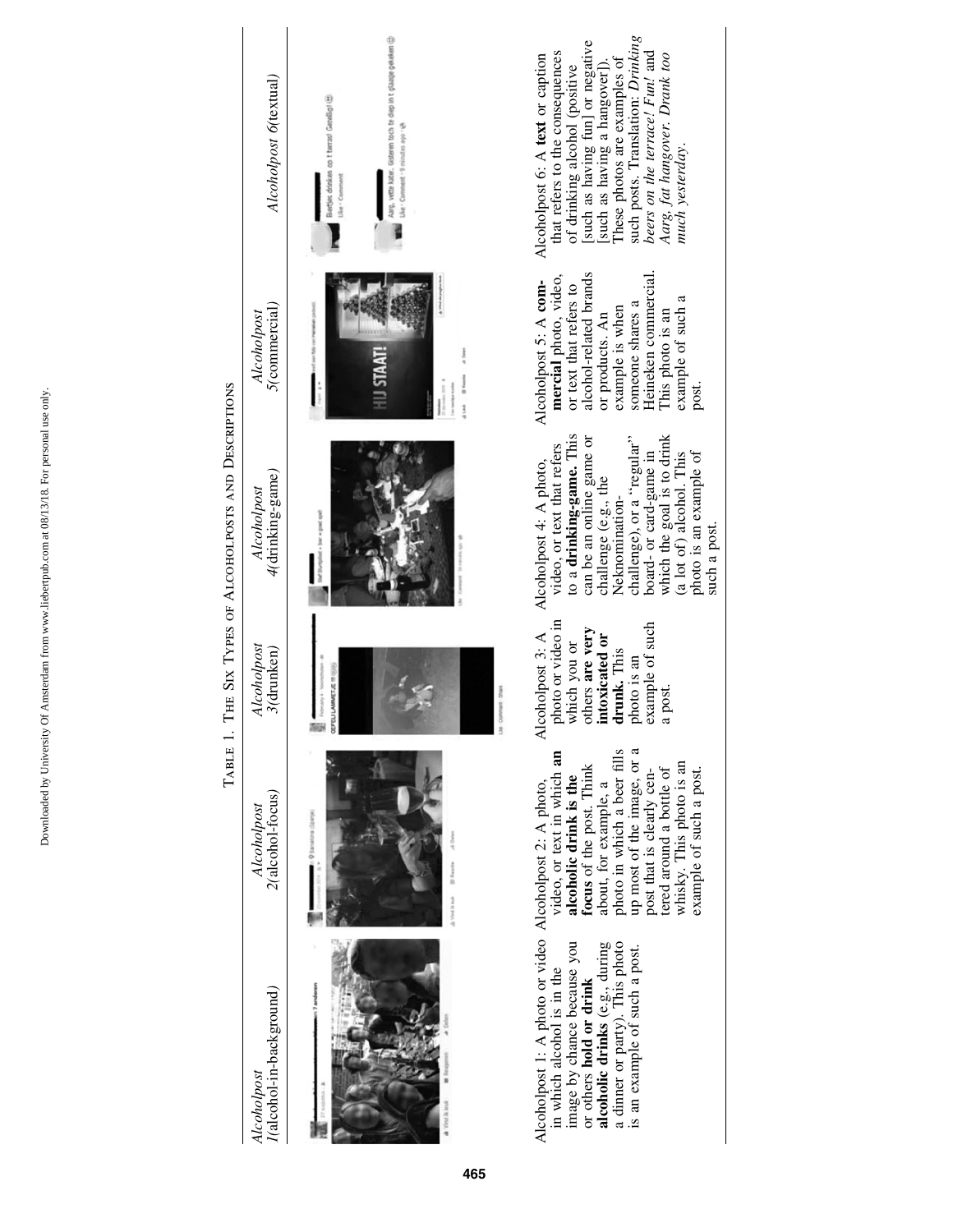TABLE 1. THE SIX TYPES OF ALCOHOLPOSTS AND DESCRIPTIONS

| *Alcoholpost 1*(alcohol-in-background) | *Alcoholpost 2*(alcohol-focus) | *Alcoholpost 3*(drunken) | *Alcoholpost 4*(drinking-game) | *Alcoholpost 5*(commercial) | *Alcoholpost 6*(textual) |
|---|---|---|---|---|---|
| | | | | | |
| Alcoholpost 1: A photo or video in which alcohol is in the image by chance because you or others **hold or drink alcoholic drinks** (e.g., during a dinner or party). This photo is an example of such a post. | Alcoholpost 2: A photo, video, or text in which **an alcoholic drink is the focus** of the post. Think about, for example, a photo in which a beer fills up most of the image, or a post that is clearly centered around a bottle of whisky. This photo is an example of such a post. | Alcoholpost 3: A photo or video in which you or others **are very intoxicated or drunk.** This photo is an example of such a post. | Alcoholpost 4: A photo, video, or text that refers to a **drinking-game.** This can be an online game or challenge (e.g., the Neknomination-challenge), or a "regular" board- or card-game in which the goal is to drink (a lot of) alcohol. This photo is an example of such a post. | Alcoholpost 5: A **commercial** photo, video, or text that refers to alcohol-related brands or products. An example is when someone shares a Heineken commercial. This photo is an example of such a post. | Alcoholpost 6: A **text** or caption that refers to the consequences of drinking alcohol (positive [such as having fun] or negative [such as having a hangover]). These photos are examples of such posts. Translation: *Drinking beers on the terrace! Fun!* and *Aarg, fat hangover. Drank too much yesterday.* |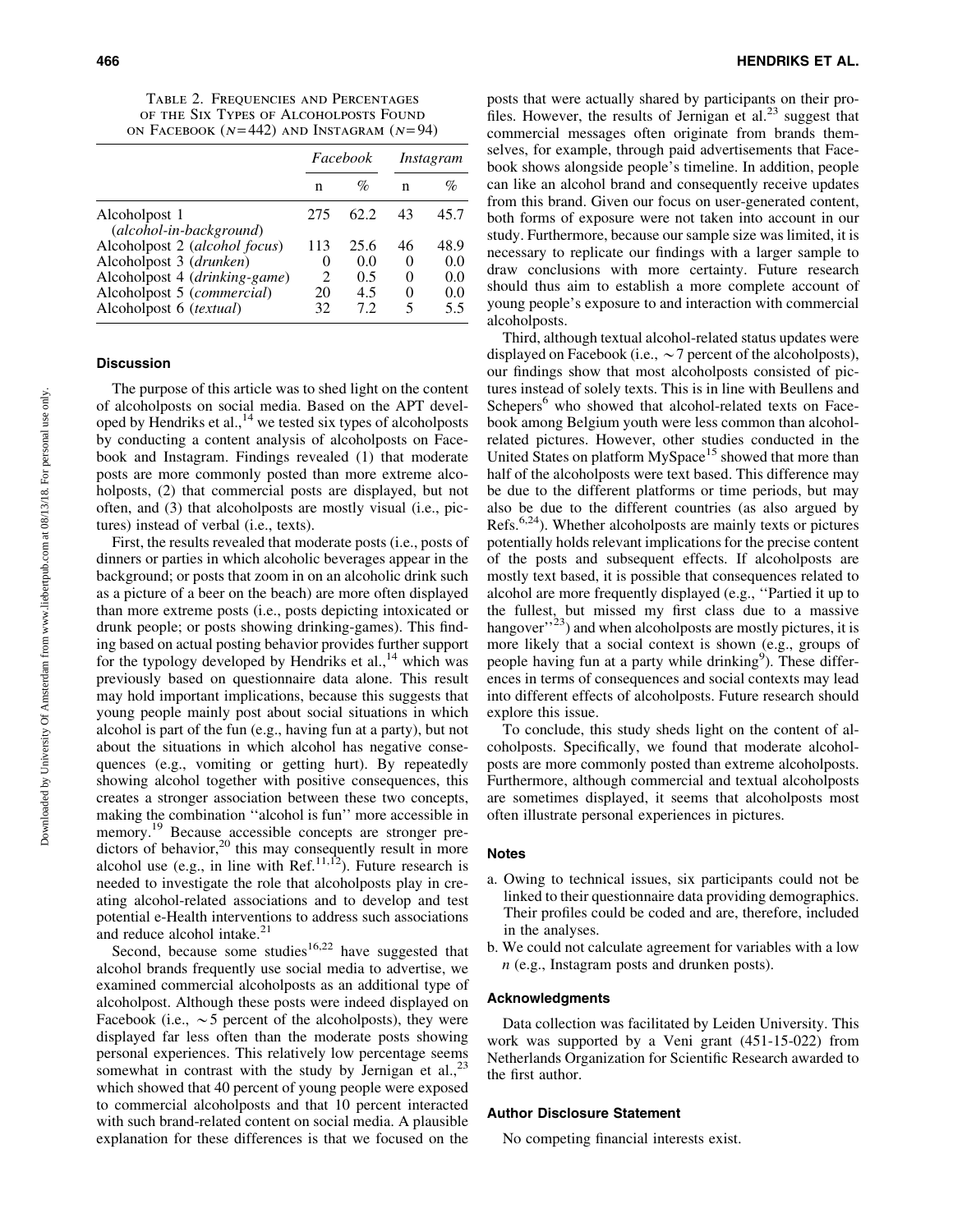TABLE 2. FREQUENCIES AND PERCENTAGES OF THE SIX TYPES OF ALCOHOLPOSTS FOUND ON FACEBOOK ($N = 442$) AND INSTAGRAM ($N = 94$)

| | *Facebook* | | *Instagram* | |
|---|---|---|---|---|
| | n | % | n | % |
| Alcoholpost 1 (*alcohol-in-background*) | 275 | 62.2 | 43 | 45.7 |
| Alcoholpost 2 (*alcohol focus*) | 113 | 25.6 | 46 | 48.9 |
| Alcoholpost 3 (*drunken*) | 0 | 0.0 | 0 | 0.0 |
| Alcoholpost 4 (*drinking-game*) | 2 | 0.5 | 0 | 0.0 |
| Alcoholpost 5 (*commercial*) | 20 | 4.5 | 0 | 0.0 |
| Alcoholpost 6 (*textual*) | 32 | 7.2 | 5 | 5.5 |

## Discussion

The purpose of this article was to shed light on the content of alcoholposts on social media. Based on the APT developed by Hendriks et al.,[14] we tested six types of alcoholposts by conducting a content analysis of alcoholposts on Facebook and Instagram. Findings revealed (1) that moderate posts are more commonly posted than more extreme alcoholposts, (2) that commercial posts are displayed, but not often, and (3) that alcoholposts are mostly visual (i.e., pictures) instead of verbal (i.e., texts).

First, the results revealed that moderate posts (i.e., posts of dinners or parties in which alcoholic beverages appear in the background; or posts that zoom in on an alcoholic drink such as a picture of a beer on the beach) are more often displayed than more extreme posts (i.e., posts depicting intoxicated or drunk people; or posts showing drinking-games). This finding based on actual posting behavior provides further support for the typology developed by Hendriks et al.,[14] which was previously based on questionnaire data alone. This result may hold important implications, because this suggests that young people mainly post about social situations in which alcohol is part of the fun (e.g., having fun at a party), but not about the situations in which alcohol has negative consequences (e.g., vomiting or getting hurt). By repeatedly showing alcohol together with positive consequences, this creates a stronger association between these two concepts, making the combination ''alcohol is fun'' more accessible in memory.[19] Because accessible concepts are stronger predictors of behavior,[20] this may consequently result in more alcohol use (e.g., in line with Ref.[11,12]). Future research is needed to investigate the role that alcoholposts play in creating alcohol-related associations and to develop and test potential e-Health interventions to address such associations and reduce alcohol intake.[21]

Second, because some studies[16,22] have suggested that alcohol brands frequently use social media to advertise, we examined commercial alcoholposts as an additional type of alcoholpost. Although these posts were indeed displayed on Facebook (i.e., ~5 percent of the alcoholposts), they were displayed far less often than the moderate posts showing personal experiences. This relatively low percentage seems somewhat in contrast with the study by Jernigan et al.,[23] which showed that 40 percent of young people were exposed to commercial alcoholposts and that 10 percent interacted with such brand-related content on social media. A plausible explanation for these differences is that we focused on the posts that were actually shared by participants on their profiles. However, the results of Jernigan et al.[23] suggest that commercial messages often originate from brands themselves, for example, through paid advertisements that Facebook shows alongside people's timeline. In addition, people can like an alcohol brand and consequently receive updates from this brand. Given our focus on user-generated content, both forms of exposure were not taken into account in our study. Furthermore, because our sample size was limited, it is necessary to replicate our findings with a larger sample to draw conclusions with more certainty. Future research should thus aim to establish a more complete account of young people's exposure to and interaction with commercial alcoholposts.

Third, although textual alcohol-related status updates were displayed on Facebook (i.e., ~7 percent of the alcoholposts), our findings show that most alcoholposts consisted of pictures instead of solely texts. This is in line with Beullens and Schepers[6] who showed that alcohol-related texts on Facebook among Belgium youth were less common than alcohol-related pictures. However, other studies conducted in the United States on platform MySpace[15] showed that more than half of the alcoholposts were text based. This difference may be due to the different platforms or time periods, but may also be due to the different countries (as also argued by Refs.[6,24]). Whether alcoholposts are mainly texts or pictures potentially holds relevant implications for the precise content of the posts and subsequent effects. If alcoholposts are mostly text based, it is possible that consequences related to alcohol are more frequently displayed (e.g., ''Partied it up to the fullest, but missed my first class due to a massive hangover''[23]) and when alcoholposts are mostly pictures, it is more likely that a social context is shown (e.g., groups of people having fun at a party while drinking[9]). These differences in terms of consequences and social contexts may lead into different effects of alcoholposts. Future research should explore this issue.

To conclude, this study sheds light on the content of alcoholposts. Specifically, we found that moderate alcoholposts are more commonly posted than extreme alcoholposts. Furthermore, although commercial and textual alcoholposts are sometimes displayed, it seems that alcoholposts most often illustrate personal experiences in pictures.

## Notes

a. Owing to technical issues, six participants could not be linked to their questionnaire data providing demographics. Their profiles could be coded and are, therefore, included in the analyses.

b. We could not calculate agreement for variables with a low *n* (e.g., Instagram posts and drunken posts).

## Acknowledgments

Data collection was facilitated by Leiden University. This work was supported by a Veni grant (451-15-022) from Netherlands Organization for Scientific Research awarded to the first author.

## Author Disclosure Statement

No competing financial interests exist.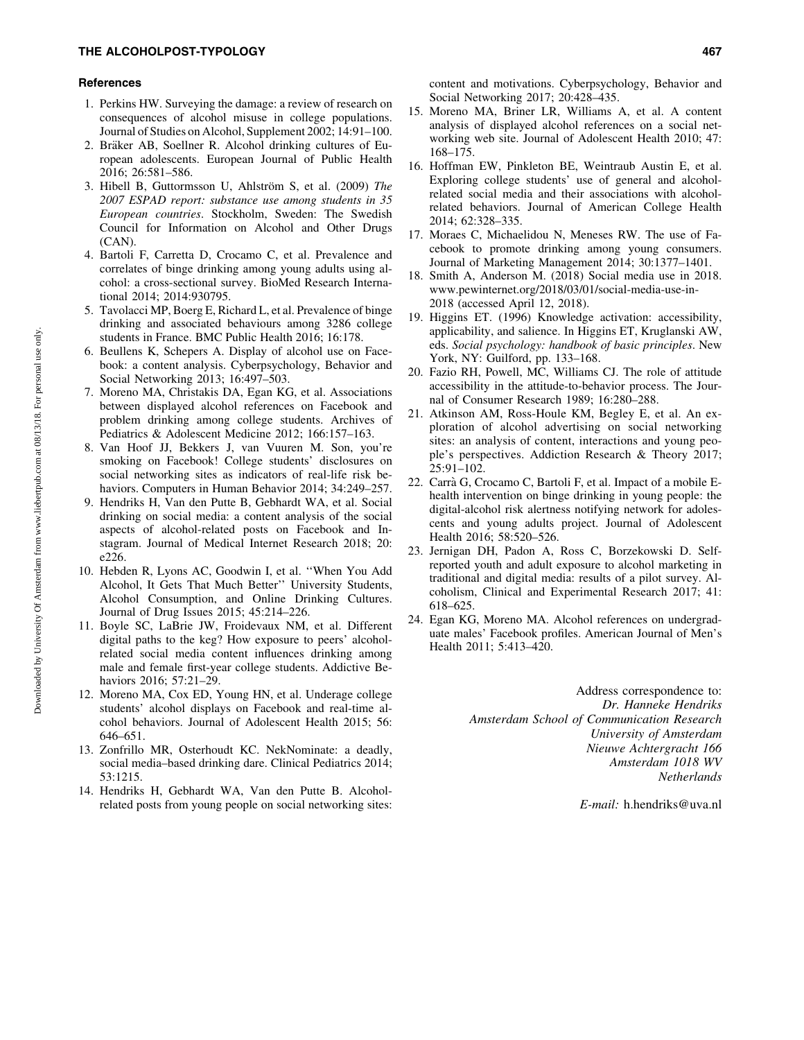## References

1. Perkins HW. Surveying the damage: a review of research on consequences of alcohol misuse in college populations. Journal of Studies on Alcohol, Supplement 2002; 14:91–100.
2. Bräker AB, Soellner R. Alcohol drinking cultures of European adolescents. European Journal of Public Health 2016; 26:581–586.
3. Hibell B, Guttormsson U, Ahlström S, et al. (2009) *The 2007 ESPAD report: substance use among students in 35 European countries*. Stockholm, Sweden: The Swedish Council for Information on Alcohol and Other Drugs (CAN).
4. Bartoli F, Carretta D, Crocamo C, et al. Prevalence and correlates of binge drinking among young adults using alcohol: a cross-sectional survey. BioMed Research International 2014; 2014:930795.
5. Tavolacci MP, Boerg E, Richard L, et al. Prevalence of binge drinking and associated behaviours among 3286 college students in France. BMC Public Health 2016; 16:178.
6. Beullens K, Schepers A. Display of alcohol use on Facebook: a content analysis. Cyberpsychology, Behavior and Social Networking 2013; 16:497–503.
7. Moreno MA, Christakis DA, Egan KG, et al. Associations between displayed alcohol references on Facebook and problem drinking among college students. Archives of Pediatrics & Adolescent Medicine 2012; 166:157–163.
8. Van Hoof JJ, Bekkers J, van Vuuren M. Son, you're smoking on Facebook! College students' disclosures on social networking sites as indicators of real-life risk behaviors. Computers in Human Behavior 2014; 34:249–257.
9. Hendriks H, Van den Putte B, Gebhardt WA, et al. Social drinking on social media: a content analysis of the social aspects of alcohol-related posts on Facebook and Instagram. Journal of Medical Internet Research 2018; 20: e226.
10. Hebden R, Lyons AC, Goodwin I, et al. ''When You Add Alcohol, It Gets That Much Better'' University Students, Alcohol Consumption, and Online Drinking Cultures. Journal of Drug Issues 2015; 45:214–226.
11. Boyle SC, LaBrie JW, Froidevaux NM, et al. Different digital paths to the keg? How exposure to peers' alcohol-related social media content influences drinking among male and female first-year college students. Addictive Behaviors 2016; 57:21–29.
12. Moreno MA, Cox ED, Young HN, et al. Underage college students' alcohol displays on Facebook and real-time alcohol behaviors. Journal of Adolescent Health 2015; 56: 646–651.
13. Zonfrillo MR, Osterhoudt KC. NekNominate: a deadly, social media–based drinking dare. Clinical Pediatrics 2014; 53:1215.
14. Hendriks H, Gebhardt WA, Van den Putte B. Alcohol-related posts from young people on social networking sites: content and motivations. Cyberpsychology, Behavior and Social Networking 2017; 20:428–435.
15. Moreno MA, Briner LR, Williams A, et al. A content analysis of displayed alcohol references on a social networking web site. Journal of Adolescent Health 2010; 47: 168–175.
16. Hoffman EW, Pinkleton BE, Weintraub Austin E, et al. Exploring college students' use of general and alcohol-related social media and their associations with alcohol-related behaviors. Journal of American College Health 2014; 62:328–335.
17. Moraes C, Michaelidou N, Meneses RW. The use of Facebook to promote drinking among young consumers. Journal of Marketing Management 2014; 30:1377–1401.
18. Smith A, Anderson M. (2018) Social media use in 2018. www.pewinternet.org/2018/03/01/social-media-use-in-2018 (accessed April 12, 2018).
19. Higgins ET. (1996) Knowledge activation: accessibility, applicability, and salience. In Higgins ET, Kruglanski AW, eds. *Social psychology: handbook of basic principles*. New York, NY: Guilford, pp. 133–168.
20. Fazio RH, Powell, MC, Williams CJ. The role of attitude accessibility in the attitude-to-behavior process. The Journal of Consumer Research 1989; 16:280–288.
21. Atkinson AM, Ross-Houle KM, Begley E, et al. An exploration of alcohol advertising on social networking sites: an analysis of content, interactions and young people's perspectives. Addiction Research & Theory 2017; 25:91–102.
22. Carrà G, Crocamo C, Bartoli F, et al. Impact of a mobile E-health intervention on binge drinking in young people: the digital-alcohol risk alertness notifying network for adolescents and young adults project. Journal of Adolescent Health 2016; 58:520–526.
23. Jernigan DH, Padon A, Ross C, Borzekowski D. Self-reported youth and adult exposure to alcohol marketing in traditional and digital media: results of a pilot survey. Alcoholism, Clinical and Experimental Research 2017; 41: 618–625.
24. Egan KG, Moreno MA. Alcohol references on undergraduate males' Facebook profiles. American Journal of Men's Health 2011; 5:413–420.

Address correspondence to:
*Dr. Hanneke Hendriks*
*Amsterdam School of Communication Research*
*University of Amsterdam*
*Nieuwe Achtergracht 166*
*Amsterdam 1018 WV*
*Netherlands*

*E-mail:* h.hendriks@uva.nl